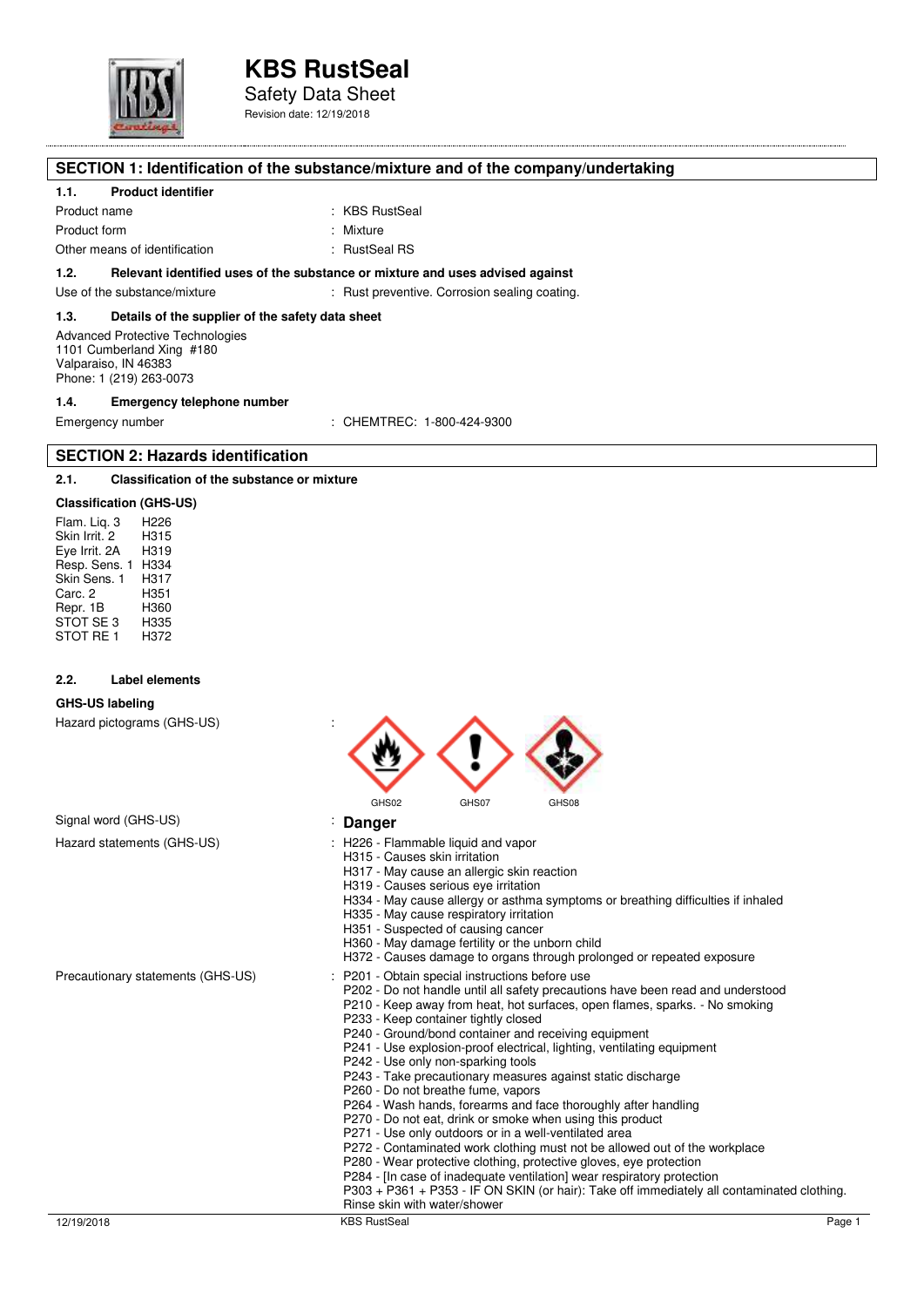# KBS RustSeal

Safety Data Sheet

Revision date: 12/19/2018

## SECTION 1: Identification of the substance/mixture and of the company/undertaking

### 1.1. Product identifier

Product name : KBS RustSeal

Product form : Mixture

Other means of identification : RustSeal RS

### 1.2. Relevant identified uses of the substance or mixture and uses advised against

Use of the substance/mixture : Rust preventive. Corrosion sealing coating.

### 1.3. Details of the supplier of the safety data sheet

Advanced Protective Technologies
1101 Cumberland Xing #180
Valparaiso, IN 46383
Phone: 1 (219) 263-0073

### 1.4. Emergency telephone number

Emergency number : CHEMTREC: 1-800-424-9300

## SECTION 2: Hazards identification

### 2.1. Classification of the substance or mixture

**Classification (GHS-US)**

| | |
|---|---|
| Flam. Liq. 3 | H226 |
| Skin Irrit. 2 | H315 |
| Eye Irrit. 2A | H319 |
| Resp. Sens. 1 | H334 |
| Skin Sens. 1 | H317 |
| Carc. 2 | H351 |
| Repr. 1B | H360 |
| STOT SE 3 | H335 |
| STOT RE 1 | H372 |

### 2.2. Label elements

**GHS-US labeling**

Hazard pictograms (GHS-US) : GHS02 GHS07 GHS08

Signal word (GHS-US) : **Danger**

Hazard statements (GHS-US) :
H226 - Flammable liquid and vapor
H315 - Causes skin irritation
H317 - May cause an allergic skin reaction
H319 - Causes serious eye irritation
H334 - May cause allergy or asthma symptoms or breathing difficulties if inhaled
H335 - May cause respiratory irritation
H351 - Suspected of causing cancer
H360 - May damage fertility or the unborn child
H372 - Causes damage to organs through prolonged or repeated exposure

Precautionary statements (GHS-US) :
P201 - Obtain special instructions before use
P202 - Do not handle until all safety precautions have been read and understood
P210 - Keep away from heat, hot surfaces, open flames, sparks. - No smoking
P233 - Keep container tightly closed
P240 - Ground/bond container and receiving equipment
P241 - Use explosion-proof electrical, lighting, ventilating equipment
P242 - Use only non-sparking tools
P243 - Take precautionary measures against static discharge
P260 - Do not breathe fume, vapors
P264 - Wash hands, forearms and face thoroughly after handling
P270 - Do not eat, drink or smoke when using this product
P271 - Use only outdoors or in a well-ventilated area
P272 - Contaminated work clothing must not be allowed out of the workplace
P280 - Wear protective clothing, protective gloves, eye protection
P284 - [In case of inadequate ventilation] wear respiratory protection
P303 + P361 + P353 - IF ON SKIN (or hair): Take off immediately all contaminated clothing. Rinse skin with water/shower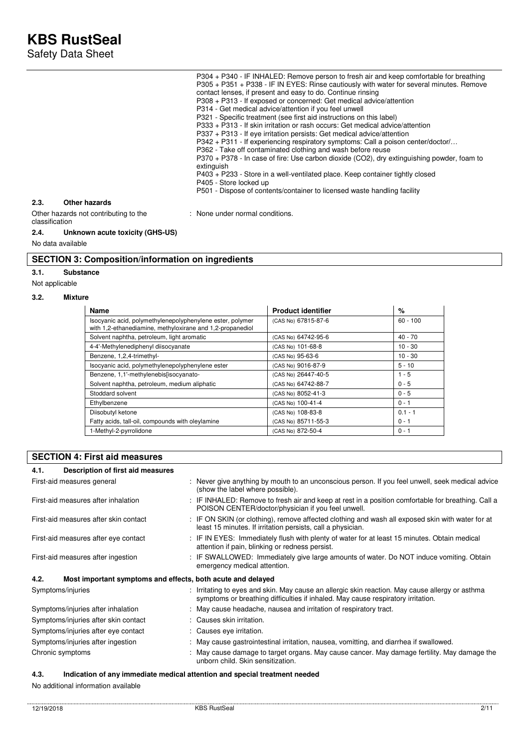P304 + P340 - IF INHALED: Remove person to fresh air and keep comfortable for breathing
P305 + P351 + P338 - IF IN EYES: Rinse cautiously with water for several minutes. Remove contact lenses, if present and easy to do. Continue rinsing
P308 + P313 - If exposed or concerned: Get medical advice/attention
P314 - Get medical advice/attention if you feel unwell
P321 - Specific treatment (see first aid instructions on this label)
P333 + P313 - If skin irritation or rash occurs: Get medical advice/attention
P337 + P313 - If eye irritation persists: Get medical advice/attention
P342 + P311 - If experiencing respiratory symptoms: Call a poison center/doctor/…
P362 - Take off contaminated clothing and wash before reuse
P370 + P378 - In case of fire: Use carbon dioxide (CO2), dry extinguishing powder, foam to extinguish
P403 + P233 - Store in a well-ventilated place. Keep container tightly closed
P405 - Store locked up
P501 - Dispose of contents/container to licensed waste handling facility

### 2.3. Other hazards

Other hazards not contributing to the classification : None under normal conditions.

### 2.4. Unknown acute toxicity (GHS-US)

No data available

## SECTION 3: Composition/information on ingredients

### 3.1. Substance

Not applicable

### 3.2. Mixture

| Name | Product identifier | % |
|---|---|---|
| Isocyanic acid, polymethylenepolyphenylene ester, polymer with 1,2-ethanediamine, methyloxirane and 1,2-propanediol | (CAS No) 67815-87-6 | 60 - 100 |
| Solvent naphtha, petroleum, light aromatic | (CAS No) 64742-95-6 | 40 - 70 |
| 4-4'-Methylenediphenyl diisocyanate | (CAS No) 101-68-8 | 10 - 30 |
| Benzene, 1,2,4-trimethyl- | (CAS No) 95-63-6 | 10 - 30 |
| Isocyanic acid, polymethylenepolyphenylene ester | (CAS No) 9016-87-9 | 5 - 10 |
| Benzene, 1,1'-methylenebis[isocyanato- | (CAS No) 26447-40-5 | 1 - 5 |
| Solvent naphtha, petroleum, medium aliphatic | (CAS No) 64742-88-7 | 0 - 5 |
| Stoddard solvent | (CAS No) 8052-41-3 | 0 - 5 |
| Ethylbenzene | (CAS No) 100-41-4 | 0 - 1 |
| Diisobutyl ketone | (CAS No) 108-83-8 | 0.1 - 1 |
| Fatty acids, tall-oil, compounds with oleylamine | (CAS No) 85711-55-3 | 0 - 1 |
| 1-Methyl-2-pyrrolidone | (CAS No) 872-50-4 | 0 - 1 |

## SECTION 4: First aid measures

### 4.1. Description of first aid measures

First-aid measures general : Never give anything by mouth to an unconscious person. If you feel unwell, seek medical advice (show the label where possible).

First-aid measures after inhalation : IF INHALED: Remove to fresh air and keep at rest in a position comfortable for breathing. Call a POISON CENTER/doctor/physician if you feel unwell.

First-aid measures after skin contact : IF ON SKIN (or clothing), remove affected clothing and wash all exposed skin with water for at least 15 minutes. If irritation persists, call a physician.

First-aid measures after eye contact : IF IN EYES: Immediately flush with plenty of water for at least 15 minutes. Obtain medical attention if pain, blinking or redness persist.

First-aid measures after ingestion : IF SWALLOWED: Immediately give large amounts of water. Do NOT induce vomiting. Obtain emergency medical attention.

### 4.2. Most important symptoms and effects, both acute and delayed

Symptoms/injuries : Irritating to eyes and skin. May cause an allergic skin reaction. May cause allergy or asthma symptoms or breathing difficulties if inhaled. May cause respiratory irritation.

Symptoms/injuries after inhalation : May cause headache, nausea and irritation of respiratory tract.

Symptoms/injuries after skin contact : Causes skin irritation.

Symptoms/injuries after eye contact : Causes eye irritation.

Symptoms/injuries after ingestion : May cause gastrointestinal irritation, nausea, vomiting, and diarrhea if swallowed.

Chronic symptoms : May cause damage to target organs. May cause cancer. May damage fertility. May damage the unborn child. Skin sensitization.

### 4.3. Indication of any immediate medical attention and special treatment needed

No additional information available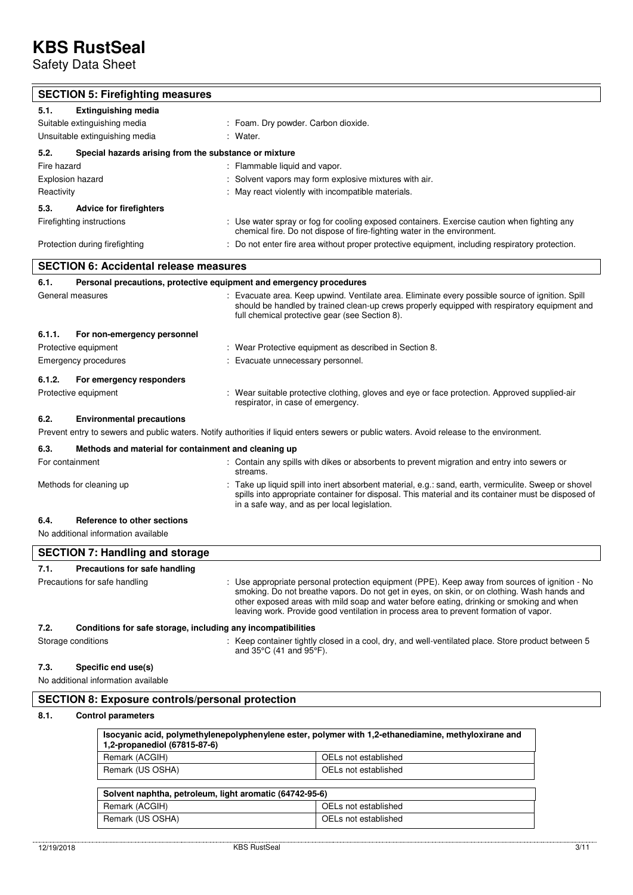## SECTION 5: Firefighting measures

### 5.1. Extinguishing media

| | |
|---|---|
| Suitable extinguishing media | : Foam. Dry powder. Carbon dioxide. |
| Unsuitable extinguishing media | : Water. |

### 5.2. Special hazards arising from the substance or mixture

| | |
|---|---|
| Fire hazard | : Flammable liquid and vapor. |
| Explosion hazard | : Solvent vapors may form explosive mixtures with air. |
| Reactivity | : May react violently with incompatible materials. |

### 5.3. Advice for firefighters

| | |
|---|---|
| Firefighting instructions | : Use water spray or fog for cooling exposed containers. Exercise caution when fighting any chemical fire. Do not dispose of fire-fighting water in the environment. |
| Protection during firefighting | : Do not enter fire area without proper protective equipment, including respiratory protection. |

## SECTION 6: Accidental release measures

### 6.1. Personal precautions, protective equipment and emergency procedures

| | |
|---|---|
| General measures | : Evacuate area. Keep upwind. Ventilate area. Eliminate every possible source of ignition. Spill should be handled by trained clean-up crews properly equipped with respiratory equipment and full chemical protective gear (see Section 8). |

#### 6.1.1. For non-emergency personnel

| | |
|---|---|
| Protective equipment | : Wear Protective equipment as described in Section 8. |
| Emergency procedures | : Evacuate unnecessary personnel. |

#### 6.1.2. For emergency responders

| | |
|---|---|
| Protective equipment | : Wear suitable protective clothing, gloves and eye or face protection. Approved supplied-air respirator, in case of emergency. |

### 6.2. Environmental precautions

Prevent entry to sewers and public waters. Notify authorities if liquid enters sewers or public waters. Avoid release to the environment.

### 6.3. Methods and material for containment and cleaning up

| | |
|---|---|
| For containment | : Contain any spills with dikes or absorbents to prevent migration and entry into sewers or streams. |
| Methods for cleaning up | : Take up liquid spill into inert absorbent material, e.g.: sand, earth, vermiculite. Sweep or shovel spills into appropriate container for disposal. This material and its container must be disposed of in a safe way, and as per local legislation. |

### 6.4. Reference to other sections

No additional information available

## SECTION 7: Handling and storage

### 7.1. Precautions for safe handling

| | |
|---|---|
| Precautions for safe handling | : Use appropriate personal protection equipment (PPE). Keep away from sources of ignition - No smoking. Do not breathe vapors. Do not get in eyes, on skin, or on clothing. Wash hands and other exposed areas with mild soap and water before eating, drinking or smoking and when leaving work. Provide good ventilation in process area to prevent formation of vapor. |

### 7.2. Conditions for safe storage, including any incompatibilities

| | |
|---|---|
| Storage conditions | : Keep container tightly closed in a cool, dry, and well-ventilated place. Store product between 5 and 35°C (41 and 95°F). |

### 7.3. Specific end use(s)

No additional information available

## SECTION 8: Exposure controls/personal protection

### 8.1. Control parameters

| Isocyanic acid, polymethylenepolyphenylene ester, polymer with 1,2-ethanediamine, methyloxirane and 1,2-propanediol (67815-87-6) | |
|---|---|
| Remark (ACGIH) | OELs not established |
| Remark (US OSHA) | OELs not established |

| Solvent naphtha, petroleum, light aromatic (64742-95-6) | |
|---|---|
| Remark (ACGIH) | OELs not established |
| Remark (US OSHA) | OELs not established |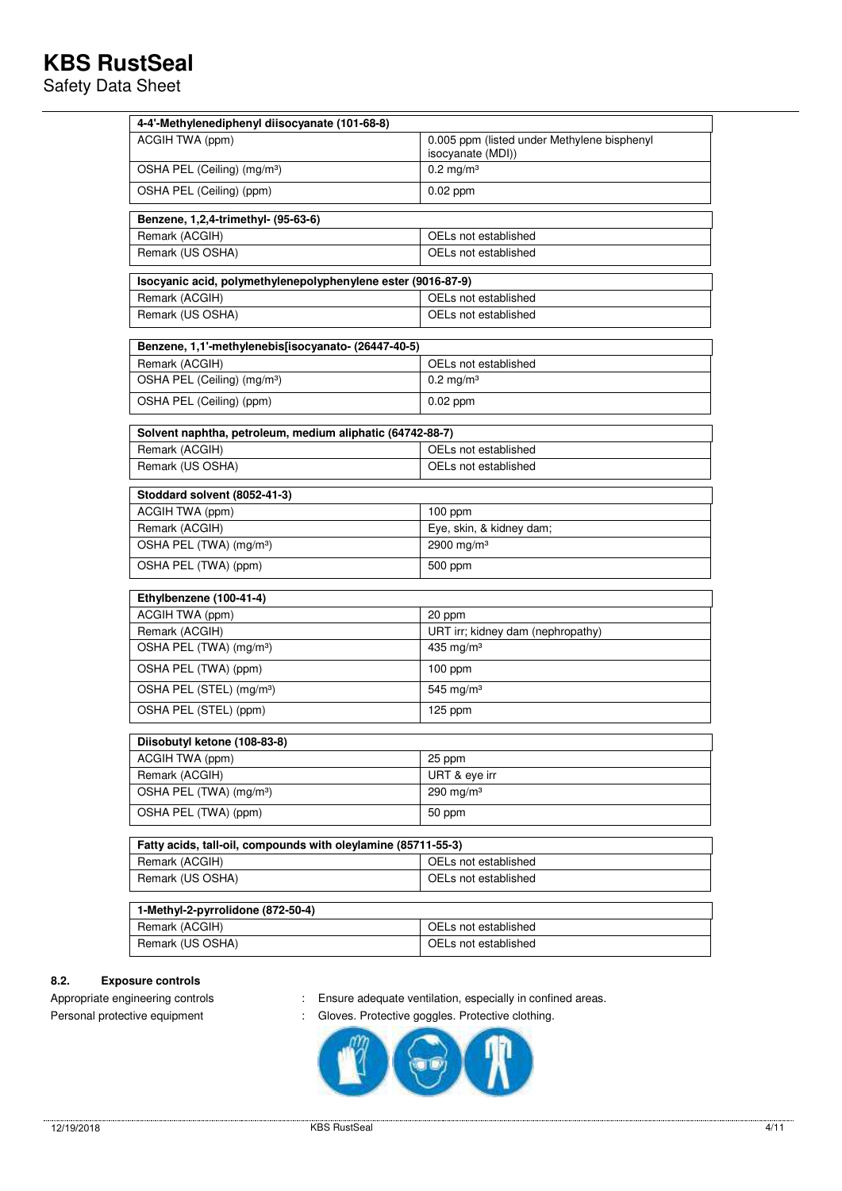| 4-4'-Methylenediphenyl diisocyanate (101-68-8) | |
|---|---|
| ACGIH TWA (ppm) | 0.005 ppm (listed under Methylene bisphenyl isocyanate (MDI)) |
| OSHA PEL (Ceiling) (mg/m³) | 0.2 mg/m³ |
| OSHA PEL (Ceiling) (ppm) | 0.02 ppm |

| Benzene, 1,2,4-trimethyl- (95-63-6) | |
|---|---|
| Remark (ACGIH) | OELs not established |
| Remark (US OSHA) | OELs not established |

| Isocyanic acid, polymethylenepolyphenylene ester (9016-87-9) | |
|---|---|
| Remark (ACGIH) | OELs not established |
| Remark (US OSHA) | OELs not established |

| Benzene, 1,1'-methylenebis[isocyanato- (26447-40-5) | |
|---|---|
| Remark (ACGIH) | OELs not established |
| OSHA PEL (Ceiling) (mg/m³) | 0.2 mg/m³ |
| OSHA PEL (Ceiling) (ppm) | 0.02 ppm |

| Solvent naphtha, petroleum, medium aliphatic (64742-88-7) | |
|---|---|
| Remark (ACGIH) | OELs not established |
| Remark (US OSHA) | OELs not established |

| Stoddard solvent (8052-41-3) | |
|---|---|
| ACGIH TWA (ppm) | 100 ppm |
| Remark (ACGIH) | Eye, skin, & kidney dam; |
| OSHA PEL (TWA) (mg/m³) | 2900 mg/m³ |
| OSHA PEL (TWA) (ppm) | 500 ppm |

| Ethylbenzene (100-41-4) | |
|---|---|
| ACGIH TWA (ppm) | 20 ppm |
| Remark (ACGIH) | URT irr; kidney dam (nephropathy) |
| OSHA PEL (TWA) (mg/m³) | 435 mg/m³ |
| OSHA PEL (TWA) (ppm) | 100 ppm |
| OSHA PEL (STEL) (mg/m³) | 545 mg/m³ |
| OSHA PEL (STEL) (ppm) | 125 ppm |

| Diisobutyl ketone (108-83-8) | |
|---|---|
| ACGIH TWA (ppm) | 25 ppm |
| Remark (ACGIH) | URT & eye irr |
| OSHA PEL (TWA) (mg/m³) | 290 mg/m³ |
| OSHA PEL (TWA) (ppm) | 50 ppm |

| Fatty acids, tall-oil, compounds with oleylamine (85711-55-3) | |
|---|---|
| Remark (ACGIH) | OELs not established |
| Remark (US OSHA) | OELs not established |

| 1-Methyl-2-pyrrolidone (872-50-4) | |
|---|---|
| Remark (ACGIH) | OELs not established |
| Remark (US OSHA) | OELs not established |

## 8.2. Exposure controls

Appropriate engineering controls : Ensure adequate ventilation, especially in confined areas.

Personal protective equipment : Gloves. Protective goggles. Protective clothing.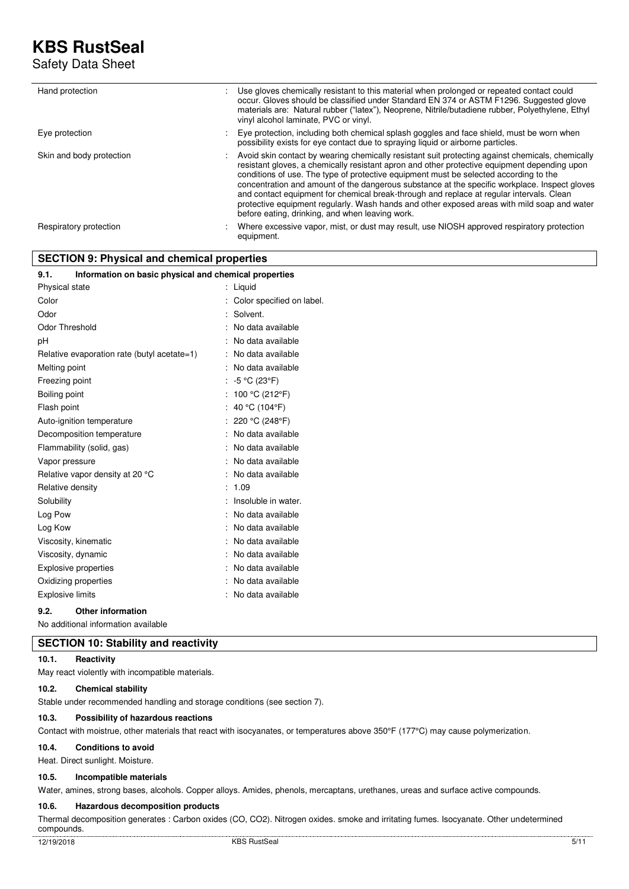| | |
|---|---|
| Hand protection | : Use gloves chemically resistant to this material when prolonged or repeated contact could occur. Gloves should be classified under Standard EN 374 or ASTM F1296. Suggested glove materials are: Natural rubber ("latex"), Neoprene, Nitrile/butadiene rubber, Polyethylene, Ethyl vinyl alcohol laminate, PVC or vinyl. |
| Eye protection | : Eye protection, including both chemical splash goggles and face shield, must be worn when possibility exists for eye contact due to spraying liquid or airborne particles. |
| Skin and body protection | : Avoid skin contact by wearing chemically resistant suit protecting against chemicals, chemically resistant gloves, a chemically resistant apron and other protective equipment depending upon conditions of use. The type of protective equipment must be selected according to the concentration and amount of the dangerous substance at the specific workplace. Inspect gloves and contact equipment for chemical break-through and replace at regular intervals. Clean protective equipment regularly. Wash hands and other exposed areas with mild soap and water before eating, drinking, and when leaving work. |
| Respiratory protection | : Where excessive vapor, mist, or dust may result, use NIOSH approved respiratory protection equipment. |

## SECTION 9: Physical and chemical properties

### 9.1. Information on basic physical and chemical properties

| | |
|---|---|
| Physical state | : Liquid |
| Color | : Color specified on label. |
| Odor | : Solvent. |
| Odor Threshold | : No data available |
| pH | : No data available |
| Relative evaporation rate (butyl acetate=1) | : No data available |
| Melting point | : No data available |
| Freezing point | : -5 °C (23°F) |
| Boiling point | : 100 °C (212°F) |
| Flash point | : 40 °C (104°F) |
| Auto-ignition temperature | : 220 °C (248°F) |
| Decomposition temperature | : No data available |
| Flammability (solid, gas) | : No data available |
| Vapor pressure | : No data available |
| Relative vapor density at 20 °C | : No data available |
| Relative density | : 1.09 |
| Solubility | : Insoluble in water. |
| Log Pow | : No data available |
| Log Kow | : No data available |
| Viscosity, kinematic | : No data available |
| Viscosity, dynamic | : No data available |
| Explosive properties | : No data available |
| Oxidizing properties | : No data available |
| Explosive limits | : No data available |

### 9.2. Other information

No additional information available

## SECTION 10: Stability and reactivity

### 10.1. Reactivity

May react violently with incompatible materials.

### 10.2. Chemical stability

Stable under recommended handling and storage conditions (see section 7).

### 10.3. Possibility of hazardous reactions

Contact with moistrue, other materials that react with isocyanates, or temperatures above 350°F (177°C) may cause polymerization.

### 10.4. Conditions to avoid

Heat. Direct sunlight. Moisture.

### 10.5. Incompatible materials

Water, amines, strong bases, alcohols. Copper alloys. Amides, phenols, mercaptans, urethanes, ureas and surface active compounds.

### 10.6. Hazardous decomposition products

Thermal decomposition generates : Carbon oxides (CO, $CO_2$). Nitrogen oxides. smoke and irritating fumes. Isocyanate. Other undetermined compounds.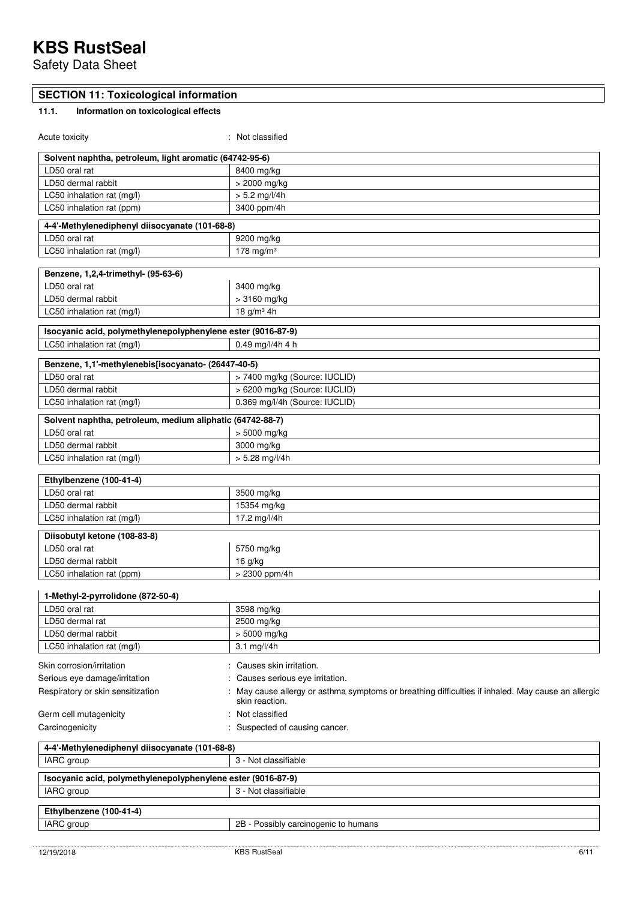## SECTION 11: Toxicological information

### 11.1. Information on toxicological effects

Acute toxicity : Not classified

| Solvent naphtha, petroleum, light aromatic (64742-95-6) | |
|---|---|
| LD50 oral rat | 8400 mg/kg |
| LD50 dermal rabbit | > 2000 mg/kg |
| LC50 inhalation rat (mg/l) | > 5.2 mg/l/4h |
| LC50 inhalation rat (ppm) | 3400 ppm/4h |

| 4-4'-Methylenediphenyl diisocyanate (101-68-8) | |
|---|---|
| LD50 oral rat | 9200 mg/kg |
| LC50 inhalation rat (mg/l) | 178 mg/m³ |

| Benzene, 1,2,4-trimethyl- (95-63-6) | |
|---|---|
| LD50 oral rat | 3400 mg/kg |
| LD50 dermal rabbit | > 3160 mg/kg |
| LC50 inhalation rat (mg/l) | 18 g/m³ 4h |

| Isocyanic acid, polymethylenepolyphenylene ester (9016-87-9) | |
|---|---|
| LC50 inhalation rat (mg/l) | 0.49 mg/l/4h 4 h |

| Benzene, 1,1'-methylenebis[isocyanato- (26447-40-5) | |
|---|---|
| LD50 oral rat | > 7400 mg/kg (Source: IUCLID) |
| LD50 dermal rabbit | > 6200 mg/kg (Source: IUCLID) |
| LC50 inhalation rat (mg/l) | 0.369 mg/l/4h (Source: IUCLID) |

| Solvent naphtha, petroleum, medium aliphatic (64742-88-7) | |
|---|---|
| LD50 oral rat | > 5000 mg/kg |
| LD50 dermal rabbit | 3000 mg/kg |
| LC50 inhalation rat (mg/l) | > 5.28 mg/l/4h |

| Ethylbenzene (100-41-4) | |
|---|---|
| LD50 oral rat | 3500 mg/kg |
| LD50 dermal rabbit | 15354 mg/kg |
| LC50 inhalation rat (mg/l) | 17.2 mg/l/4h |

| Diisobutyl ketone (108-83-8) | |
|---|---|
| LD50 oral rat | 5750 mg/kg |
| LD50 dermal rabbit | 16 g/kg |
| LC50 inhalation rat (ppm) | > 2300 ppm/4h |

| 1-Methyl-2-pyrrolidone (872-50-4) | |
|---|---|
| LD50 oral rat | 3598 mg/kg |
| LD50 dermal rat | 2500 mg/kg |
| LD50 dermal rabbit | > 5000 mg/kg |
| LC50 inhalation rat (mg/l) | 3.1 mg/l/4h |

Skin corrosion/irritation : Causes skin irritation.

Serious eye damage/irritation : Causes serious eye irritation.

Respiratory or skin sensitization : May cause allergy or asthma symptoms or breathing difficulties if inhaled. May cause an allergic skin reaction.

Germ cell mutagenicity : Not classified

Carcinogenicity : Suspected of causing cancer.

| 4-4'-Methylenediphenyl diisocyanate (101-68-8) | |
|---|---|
| IARC group | 3 - Not classifiable |

| Isocyanic acid, polymethylenepolyphenylene ester (9016-87-9) | |
|---|---|
| IARC group | 3 - Not classifiable |

| Ethylbenzene (100-41-4) | |
|---|---|
| IARC group | 2B - Possibly carcinogenic to humans |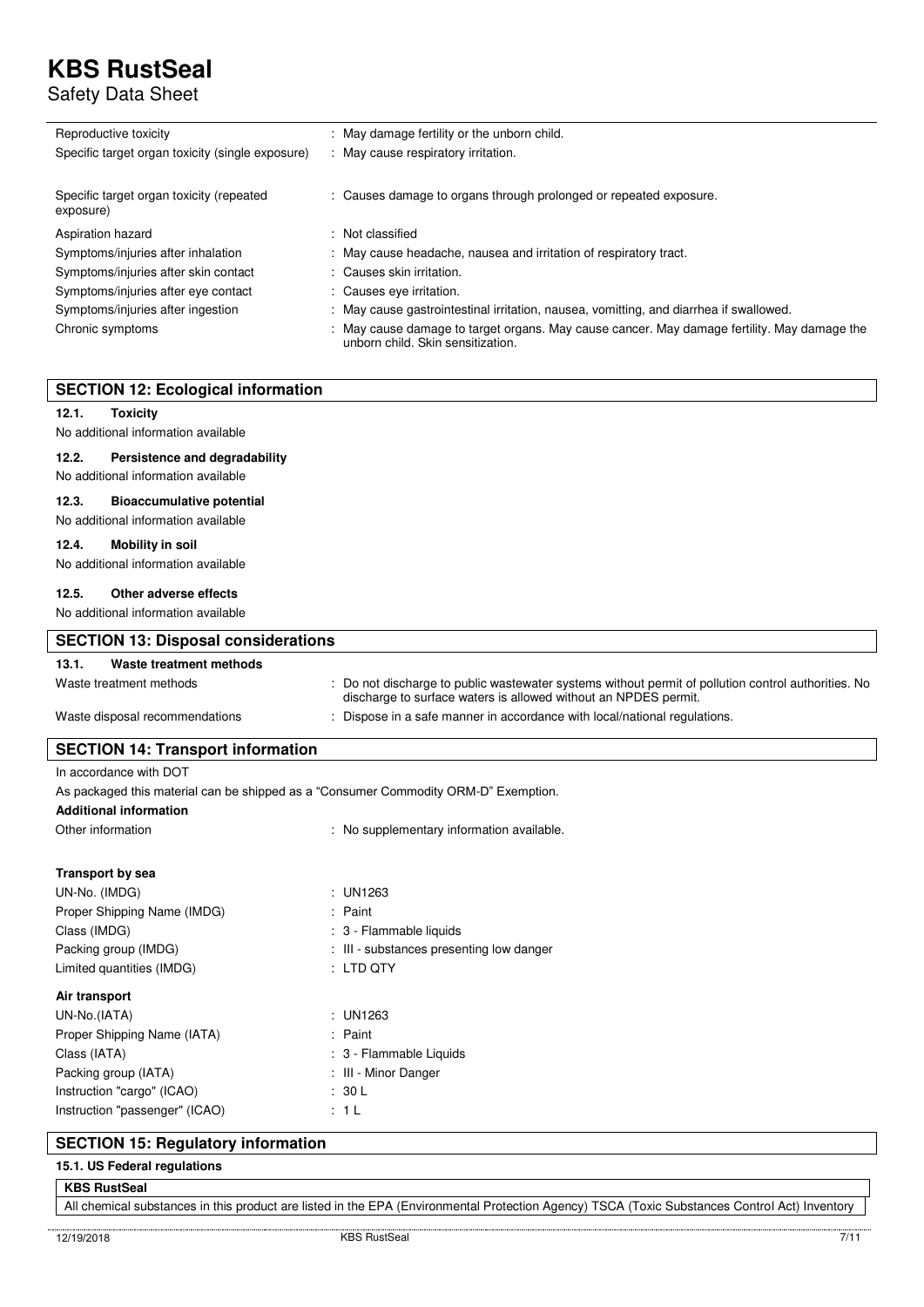| | |
|---|---|
| Reproductive toxicity | : May damage fertility or the unborn child. |
| Specific target organ toxicity (single exposure) | : May cause respiratory irritation. |
| Specific target organ toxicity (repeated exposure) | : Causes damage to organs through prolonged or repeated exposure. |
| Aspiration hazard | : Not classified |
| Symptoms/injuries after inhalation | : May cause headache, nausea and irritation of respiratory tract. |
| Symptoms/injuries after skin contact | : Causes skin irritation. |
| Symptoms/injuries after eye contact | : Causes eye irritation. |
| Symptoms/injuries after ingestion | : May cause gastrointestinal irritation, nausea, vomitting, and diarrhea if swallowed. |
| Chronic symptoms | : May cause damage to target organs. May cause cancer. May damage fertility. May damage the unborn child. Skin sensitization. |

## SECTION 12: Ecological information

**12.1. Toxicity**

No additional information available

**12.2. Persistence and degradability**

No additional information available

**12.3. Bioaccumulative potential**

No additional information available

**12.4. Mobility in soil**

No additional information available

**12.5. Other adverse effects**

No additional information available

## SECTION 13: Disposal considerations

**13.1. Waste treatment methods**

| | |
|---|---|
| Waste treatment methods | : Do not discharge to public wastewater systems without permit of pollution control authorities. No discharge to surface waters is allowed without an NPDES permit. |
| Waste disposal recommendations | : Dispose in a safe manner in accordance with local/national regulations. |

## SECTION 14: Transport information

In accordance with DOT

As packaged this material can be shipped as a "Consumer Commodity ORM-D" Exemption.

**Additional information**

| | |
|---|---|
| Other information | : No supplementary information available. |

**Transport by sea**

| | |
|---|---|
| UN-No. (IMDG) | : UN1263 |
| Proper Shipping Name (IMDG) | : Paint |
| Class (IMDG) | : 3 - Flammable liquids |
| Packing group (IMDG) | : III - substances presenting low danger |
| Limited quantities (IMDG) | : LTD QTY |

**Air transport**

| | |
|---|---|
| UN-No.(IATA) | : UN1263 |
| Proper Shipping Name (IATA) | : Paint |
| Class (IATA) | : 3 - Flammable Liquids |
| Packing group (IATA) | : III - Minor Danger |
| Instruction "cargo" (ICAO) | : 30 L |
| Instruction "passenger" (ICAO) | : 1 L |

## SECTION 15: Regulatory information

**15.1. US Federal regulations**

**KBS RustSeal**

All chemical substances in this product are listed in the EPA (Environmental Protection Agency) TSCA (Toxic Substances Control Act) Inventory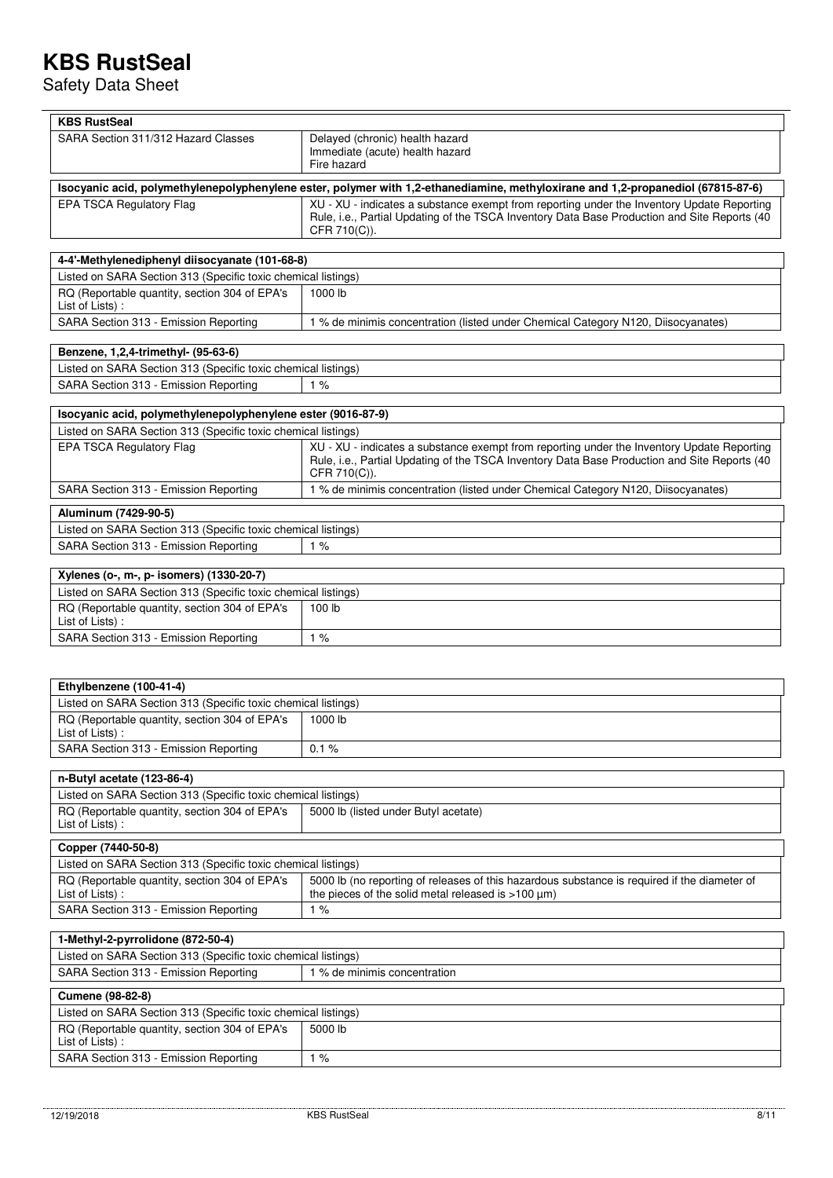# KBS RustSeal

Safety Data Sheet

| KBS RustSeal | |
|---|---|
| SARA Section 311/312 Hazard Classes | Delayed (chronic) health hazard<br>Immediate (acute) health hazard<br>Fire hazard |

| Isocyanic acid, polymethylenepolyphenylene ester, polymer with 1,2-ethanediamine, methyloxirane and 1,2-propanediol (67815-87-6) | |
|---|---|
| EPA TSCA Regulatory Flag | XU - XU - indicates a substance exempt from reporting under the Inventory Update Reporting Rule, i.e., Partial Updating of the TSCA Inventory Data Base Production and Site Reports (40 CFR 710(C)). |

| 4-4'-Methylenediphenyl diisocyanate (101-68-8) | |
|---|---|
| Listed on SARA Section 313 (Specific toxic chemical listings) | |
| RQ (Reportable quantity, section 304 of EPA's List of Lists) : | 1000 lb |
| SARA Section 313 - Emission Reporting | 1 % de minimis concentration (listed under Chemical Category N120, Diisocyanates) |

| Benzene, 1,2,4-trimethyl- (95-63-6) | |
|---|---|
| Listed on SARA Section 313 (Specific toxic chemical listings) | |
| SARA Section 313 - Emission Reporting | 1 % |

| Isocyanic acid, polymethylenepolyphenylene ester (9016-87-9) | |
|---|---|
| Listed on SARA Section 313 (Specific toxic chemical listings) | |
| EPA TSCA Regulatory Flag | XU - XU - indicates a substance exempt from reporting under the Inventory Update Reporting Rule, i.e., Partial Updating of the TSCA Inventory Data Base Production and Site Reports (40 CFR 710(C)). |
| SARA Section 313 - Emission Reporting | 1 % de minimis concentration (listed under Chemical Category N120, Diisocyanates) |

| Aluminum (7429-90-5) | |
|---|---|
| Listed on SARA Section 313 (Specific toxic chemical listings) | |
| SARA Section 313 - Emission Reporting | 1 % |

| Xylenes (o-, m-, p- isomers) (1330-20-7) | |
|---|---|
| Listed on SARA Section 313 (Specific toxic chemical listings) | |
| RQ (Reportable quantity, section 304 of EPA's List of Lists) : | 100 lb |
| SARA Section 313 - Emission Reporting | 1 % |

| Ethylbenzene (100-41-4) | |
|---|---|
| Listed on SARA Section 313 (Specific toxic chemical listings) | |
| RQ (Reportable quantity, section 304 of EPA's List of Lists) : | 1000 lb |
| SARA Section 313 - Emission Reporting | 0.1 % |

| n-Butyl acetate (123-86-4) | |
|---|---|
| Listed on SARA Section 313 (Specific toxic chemical listings) | |
| RQ (Reportable quantity, section 304 of EPA's List of Lists) : | 5000 lb (listed under Butyl acetate) |

| Copper (7440-50-8) | |
|---|---|
| Listed on SARA Section 313 (Specific toxic chemical listings) | |
| RQ (Reportable quantity, section 304 of EPA's List of Lists) : | 5000 lb (no reporting of releases of this hazardous substance is required if the diameter of the pieces of the solid metal released is >100 µm) |
| SARA Section 313 - Emission Reporting | 1 % |

| 1-Methyl-2-pyrrolidone (872-50-4) | |
|---|---|
| Listed on SARA Section 313 (Specific toxic chemical listings) | |
| SARA Section 313 - Emission Reporting | 1 % de minimis concentration |

| Cumene (98-82-8) | |
|---|---|
| Listed on SARA Section 313 (Specific toxic chemical listings) | |
| RQ (Reportable quantity, section 304 of EPA's List of Lists) : | 5000 lb |
| SARA Section 313 - Emission Reporting | 1 % |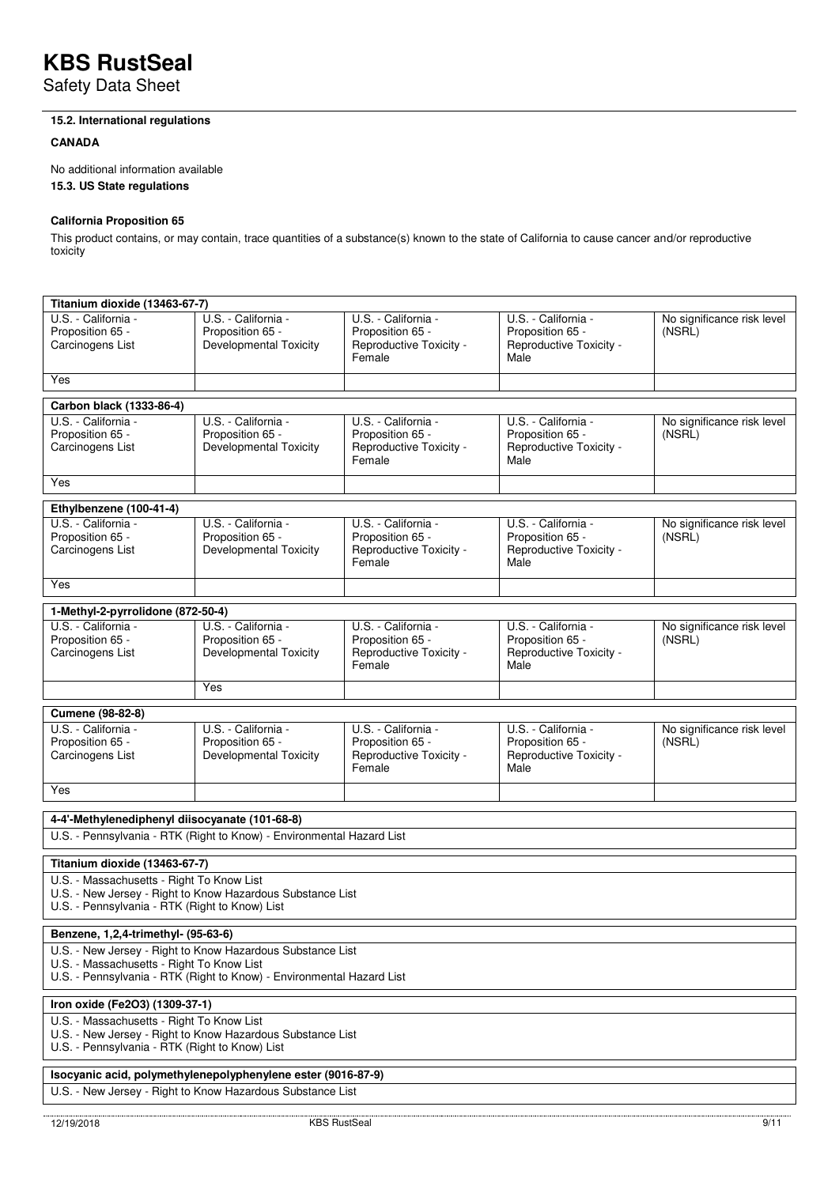#### 15.2. International regulations

**CANADA**

No additional information available

#### 15.3. US State regulations

**California Proposition 65**

This product contains, or may contain, trace quantities of a substance(s) known to the state of California to cause cancer and/or reproductive toxicity

| **Titanium dioxide (13463-67-7)** | | | | |
|---|---|---|---|---|
| U.S. - California - Proposition 65 - Carcinogens List | U.S. - California - Proposition 65 - Developmental Toxicity | U.S. - California - Proposition 65 - Reproductive Toxicity - Female | U.S. - California - Proposition 65 - Reproductive Toxicity - Male | No significance risk level (NSRL) |
| Yes | | | | |

| **Carbon black (1333-86-4)** | | | | |
|---|---|---|---|---|
| U.S. - California - Proposition 65 - Carcinogens List | U.S. - California - Proposition 65 - Developmental Toxicity | U.S. - California - Proposition 65 - Reproductive Toxicity - Female | U.S. - California - Proposition 65 - Reproductive Toxicity - Male | No significance risk level (NSRL) |
| Yes | | | | |

| **Ethylbenzene (100-41-4)** | | | | |
|---|---|---|---|---|
| U.S. - California - Proposition 65 - Carcinogens List | U.S. - California - Proposition 65 - Developmental Toxicity | U.S. - California - Proposition 65 - Reproductive Toxicity - Female | U.S. - California - Proposition 65 - Reproductive Toxicity - Male | No significance risk level (NSRL) |
| Yes | | | | |

| **1-Methyl-2-pyrrolidone (872-50-4)** | | | | |
|---|---|---|---|---|
| U.S. - California - Proposition 65 - Carcinogens List | U.S. - California - Proposition 65 - Developmental Toxicity | U.S. - California - Proposition 65 - Reproductive Toxicity - Female | U.S. - California - Proposition 65 - Reproductive Toxicity - Male | No significance risk level (NSRL) |
| | Yes | | | |

| **Cumene (98-82-8)** | | | | |
|---|---|---|---|---|
| U.S. - California - Proposition 65 - Carcinogens List | U.S. - California - Proposition 65 - Developmental Toxicity | U.S. - California - Proposition 65 - Reproductive Toxicity - Female | U.S. - California - Proposition 65 - Reproductive Toxicity - Male | No significance risk level (NSRL) |
| Yes | | | | |

| **4-4'-Methylenediphenyl diisocyanate (101-68-8)** |
|---|
| U.S. - Pennsylvania - RTK (Right to Know) - Environmental Hazard List |

| **Titanium dioxide (13463-67-7)** |
|---|
| U.S. - Massachusetts - Right To Know List<br>U.S. - New Jersey - Right to Know Hazardous Substance List<br>U.S. - Pennsylvania - RTK (Right to Know) List |

| **Benzene, 1,2,4-trimethyl- (95-63-6)** |
|---|
| U.S. - New Jersey - Right to Know Hazardous Substance List<br>U.S. - Massachusetts - Right To Know List<br>U.S. - Pennsylvania - RTK (Right to Know) - Environmental Hazard List |

| **Iron oxide ($Fe_2O_3$) (1309-37-1)** |
|---|
| U.S. - Massachusetts - Right To Know List<br>U.S. - New Jersey - Right to Know Hazardous Substance List<br>U.S. - Pennsylvania - RTK (Right to Know) List |

| **Isocyanic acid, polymethylenepolyphenylene ester (9016-87-9)** |
|---|
| U.S. - New Jersey - Right to Know Hazardous Substance List |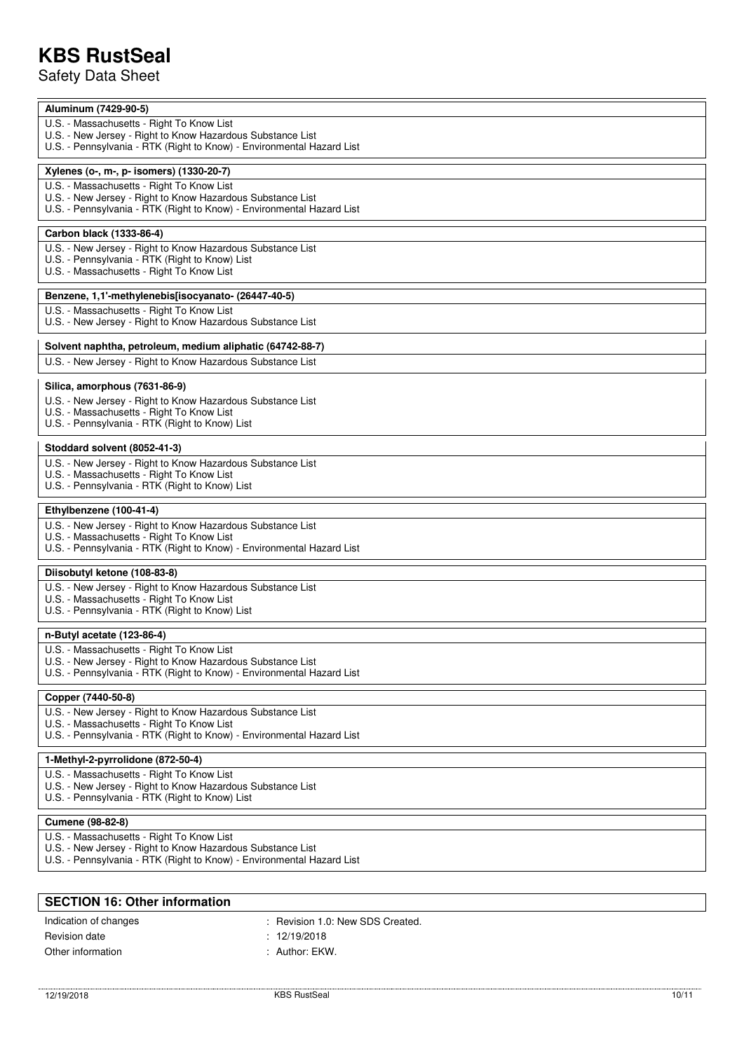**Aluminum (7429-90-5)**

U.S. - Massachusetts - Right To Know List
U.S. - New Jersey - Right to Know Hazardous Substance List
U.S. - Pennsylvania - RTK (Right to Know) - Environmental Hazard List

**Xylenes (o-, m-, p- isomers) (1330-20-7)**

U.S. - Massachusetts - Right To Know List
U.S. - New Jersey - Right to Know Hazardous Substance List
U.S. - Pennsylvania - RTK (Right to Know) - Environmental Hazard List

**Carbon black (1333-86-4)**

U.S. - New Jersey - Right to Know Hazardous Substance List
U.S. - Pennsylvania - RTK (Right to Know) List
U.S. - Massachusetts - Right To Know List

**Benzene, 1,1'-methylenebis[isocyanato- (26447-40-5)**

U.S. - Massachusetts - Right To Know List
U.S. - New Jersey - Right to Know Hazardous Substance List

**Solvent naphtha, petroleum, medium aliphatic (64742-88-7)**

U.S. - New Jersey - Right to Know Hazardous Substance List

**Silica, amorphous (7631-86-9)**

U.S. - New Jersey - Right to Know Hazardous Substance List
U.S. - Massachusetts - Right To Know List
U.S. - Pennsylvania - RTK (Right to Know) List

**Stoddard solvent (8052-41-3)**

U.S. - New Jersey - Right to Know Hazardous Substance List
U.S. - Massachusetts - Right To Know List
U.S. - Pennsylvania - RTK (Right to Know) List

**Ethylbenzene (100-41-4)**

U.S. - New Jersey - Right to Know Hazardous Substance List
U.S. - Massachusetts - Right To Know List
U.S. - Pennsylvania - RTK (Right to Know) - Environmental Hazard List

**Diisobutyl ketone (108-83-8)**

U.S. - New Jersey - Right to Know Hazardous Substance List
U.S. - Massachusetts - Right To Know List
U.S. - Pennsylvania - RTK (Right to Know) List

**n-Butyl acetate (123-86-4)**

U.S. - Massachusetts - Right To Know List
U.S. - New Jersey - Right to Know Hazardous Substance List
U.S. - Pennsylvania - RTK (Right to Know) - Environmental Hazard List

**Copper (7440-50-8)**

U.S. - New Jersey - Right to Know Hazardous Substance List
U.S. - Massachusetts - Right To Know List
U.S. - Pennsylvania - RTK (Right to Know) - Environmental Hazard List

**1-Methyl-2-pyrrolidone (872-50-4)**

U.S. - Massachusetts - Right To Know List
U.S. - New Jersey - Right to Know Hazardous Substance List
U.S. - Pennsylvania - RTK (Right to Know) List

**Cumene (98-82-8)**

U.S. - Massachusetts - Right To Know List
U.S. - New Jersey - Right to Know Hazardous Substance List
U.S. - Pennsylvania - RTK (Right to Know) - Environmental Hazard List

## SECTION 16: Other information

Indication of changes : Revision 1.0: New SDS Created.
Revision date : 12/19/2018
Other information : Author: EKW.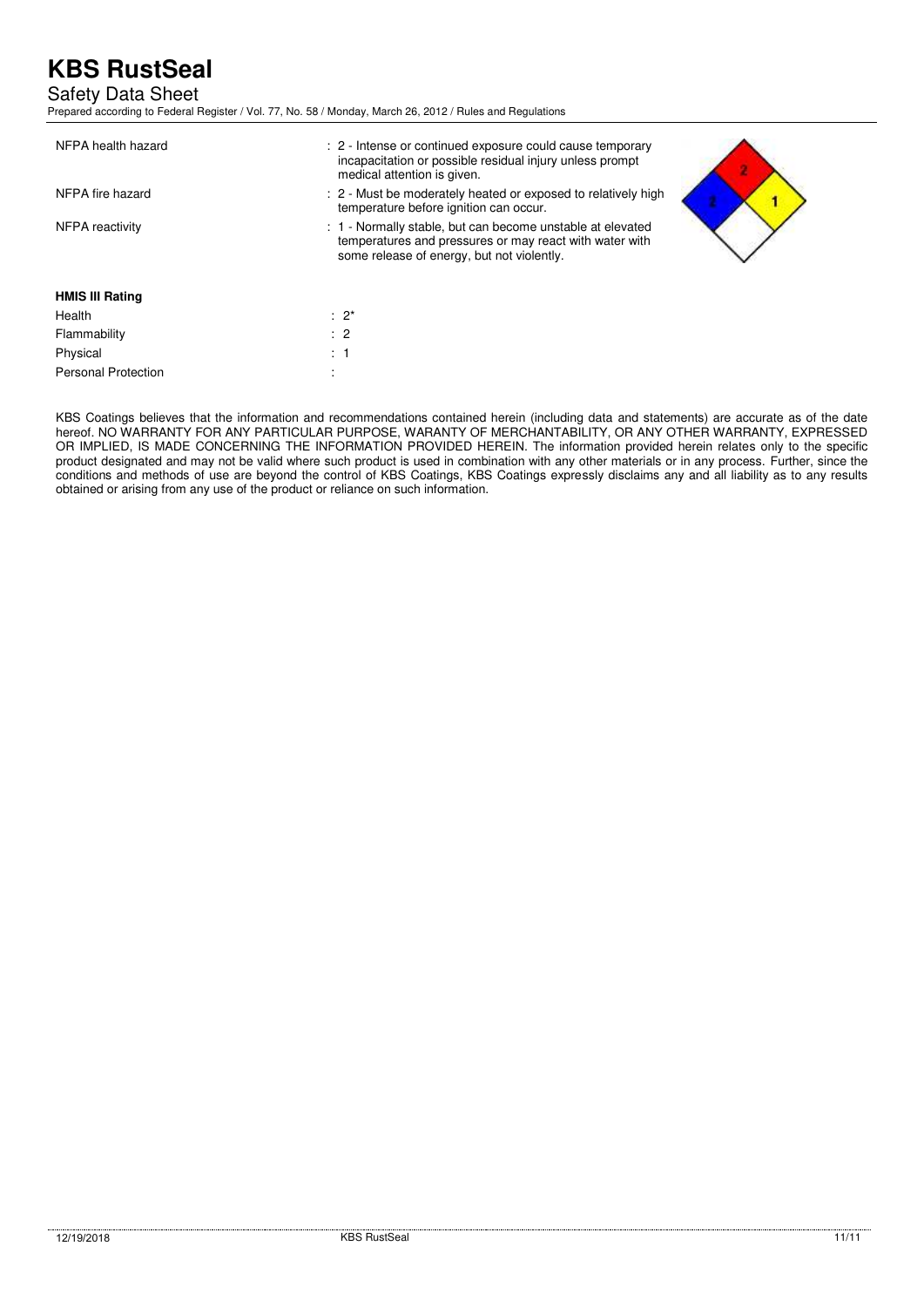NFPA health hazard : 2 - Intense or continued exposure could cause temporary incapacitation or possible residual injury unless prompt medical attention is given.

NFPA fire hazard : 2 - Must be moderately heated or exposed to relatively high temperature before ignition can occur.

NFPA reactivity : 1 - Normally stable, but can become unstable at elevated temperatures and pressures or may react with water with some release of energy, but not violently.

**HMIS III Rating**

| | |
|---|---|
| Health | : 2* |
| Flammability | : 2 |
| Physical | : 1 |
| Personal Protection | : |

KBS Coatings believes that the information and recommendations contained herein (including data and statements) are accurate as of the date hereof. NO WARRANTY FOR ANY PARTICULAR PURPOSE, WARANTY OF MERCHANTABILITY, OR ANY OTHER WARRANTY, EXPRESSED OR IMPLIED, IS MADE CONCERNING THE INFORMATION PROVIDED HEREIN. The information provided herein relates only to the specific product designated and may not be valid where such product is used in combination with any other materials or in any process. Further, since the conditions and methods of use are beyond the control of KBS Coatings, KBS Coatings expressly disclaims any and all liability as to any results obtained or arising from any use of the product or reliance on such information.